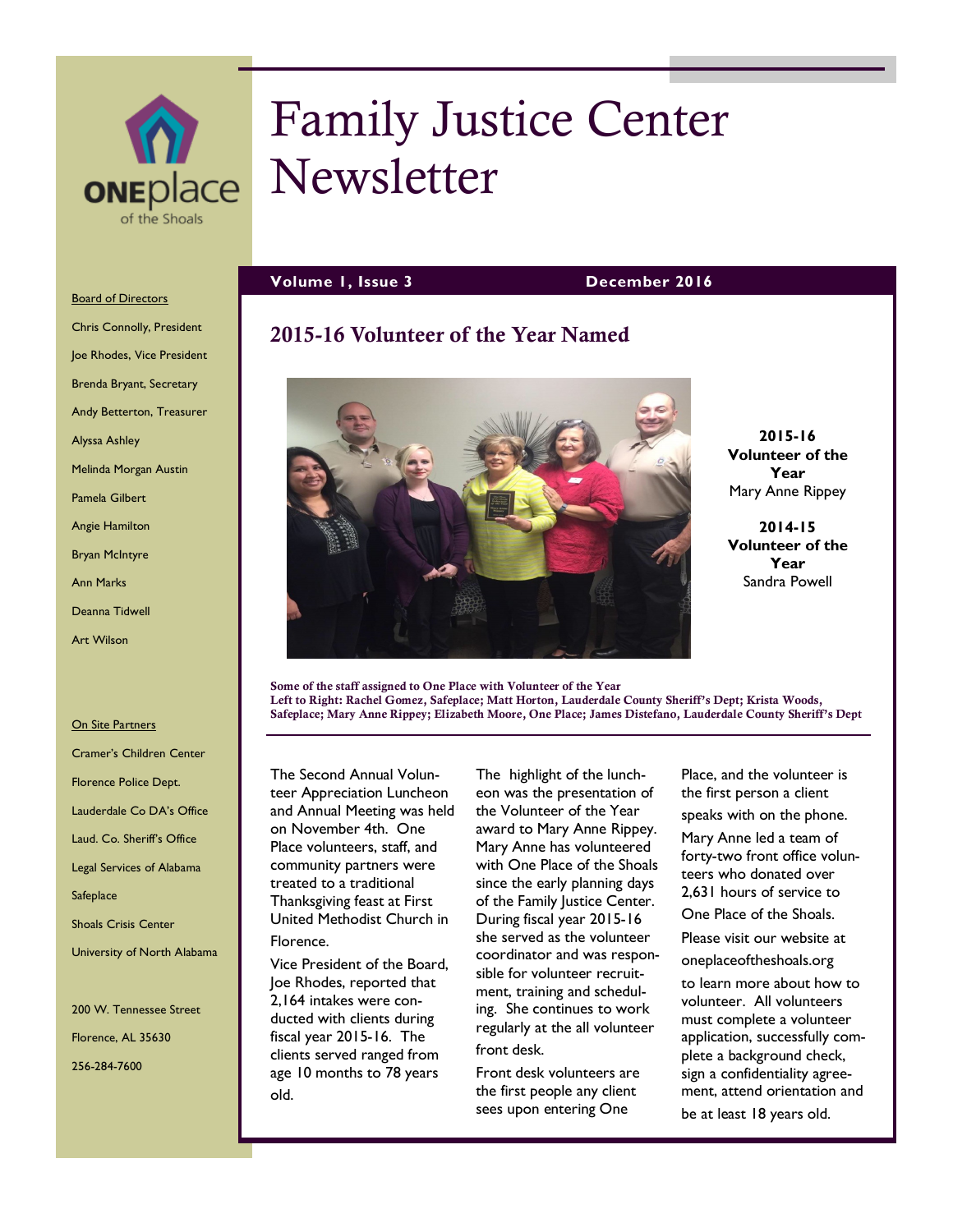# Family Justice Center Newsletter

ONEplace of the Shoals

**Volume 1, Issue 3** — **December 2016**

Board of Directors

Chris Connolly, President
Joe Rhodes, Vice President
Brenda Bryant, Secretary
Andy Betterton, Treasurer
Alyssa Ashley
Melinda Morgan Austin
Pamela Gilbert
Angie Hamilton
Bryan McIntyre
Ann Marks
Deanna Tidwell
Art Wilson

On Site Partners

Cramer's Children Center
Florence Police Dept.
Lauderdale Co DA's Office
Laud. Co. Sheriff's Office
Legal Services of Alabama
Safeplace
Shoals Crisis Center
University of North Alabama

200 W. Tennessee Street
Florence, AL 35630
256-284-7600

## 2015-16 Volunteer of the Year Named

**2015-16 Volunteer of the Year**
Mary Anne Rippey

**2014-15 Volunteer of the Year**
Sandra Powell

**Some of the staff assigned to One Place with Volunteer of the Year**
**Left to Right: Rachel Gomez, Safeplace; Matt Horton, Lauderdale County Sheriff's Dept; Krista Woods, Safeplace; Mary Anne Rippey; Elizabeth Moore, One Place; James Distefano, Lauderdale County Sheriff's Dept**

The Second Annual Volunteer Appreciation Luncheon and Annual Meeting was held on November 4th. One Place volunteers, staff, and community partners were treated to a traditional Thanksgiving feast at First United Methodist Church in Florence.

Vice President of the Board, Joe Rhodes, reported that 2,164 intakes were conducted with clients during fiscal year 2015-16. The clients served ranged from age 10 months to 78 years old.

The highlight of the luncheon was the presentation of the Volunteer of the Year award to Mary Anne Rippey. Mary Anne has volunteered with One Place of the Shoals since the early planning days of the Family Justice Center. During fiscal year 2015-16 she served as the volunteer coordinator and was responsible for volunteer recruitment, training and scheduling. She continues to work regularly at the all volunteer front desk.

Front desk volunteers are the first people any client sees upon entering One Place, and the volunteer is the first person a client speaks with on the phone.

Mary Anne led a team of forty-two front office volunteers who donated over 2,631 hours of service to One Place of the Shoals.

Please visit our website at oneplaceoftheshoals.org to learn more about how to volunteer. All volunteers must complete a volunteer application, successfully complete a background check, sign a confidentiality agreement, attend orientation and be at least 18 years old.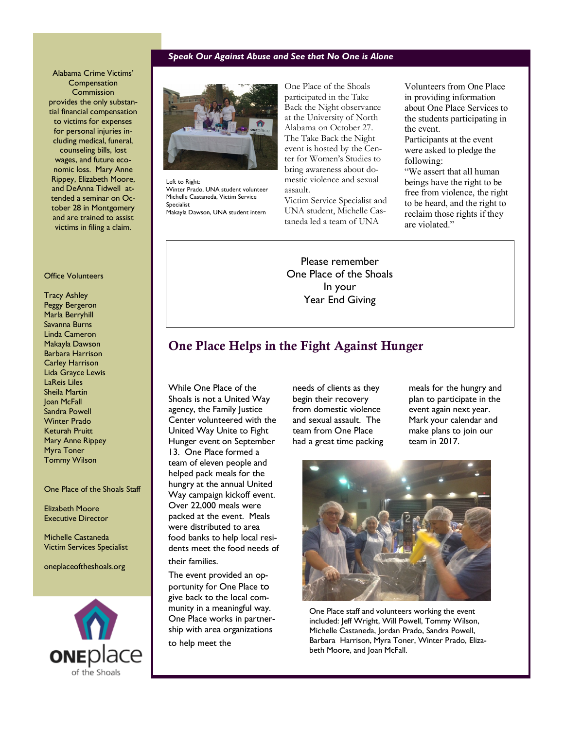Alabama Crime Victims' Compensation Commission provides the only substantial financial compensation to victims for expenses for personal injuries including medical, funeral, counseling bills, lost wages, and future economic loss. Mary Anne Rippey, Elizabeth Moore, and DeAnna Tidwell attended a seminar on October 28 in Montgomery and are trained to assist victims in filing a claim.

Office Volunteers

Tracy Ashley
Peggy Bergeron
Marla Berryhill
Savanna Burns
Linda Cameron
Makayla Dawson
Barbara Harrison
Carley Harrison
Lida Grayce Lewis
LaReis Liles
Sheila Martin
Joan McFall
Sandra Powell
Winter Prado
Keturah Pruitt
Mary Anne Rippey
Myra Toner
Tommy Wilson

One Place of the Shoals Staff

Elizabeth Moore
Executive Director

Michelle Castaneda
Victim Services Specialist

oneplaceoftheshoals.org

ONEplace of the Shoals

## *Speak Our Against Abuse and See that No One is Alone*

Left to Right:
Winter Prado, UNA student volunteer
Michelle Castaneda, Victim Service Specialist
Makayla Dawson, UNA student intern

One Place of the Shoals participated in the Take Back the Night observance at the University of North Alabama on October 27. The Take Back the Night event is hosted by the Center for Women's Studies to bring awareness about domestic violence and sexual assault.
Victim Service Specialist and UNA student, Michelle Castaneda led a team of UNA Volunteers from One Place in providing information about One Place Services to the students participating in the event.
Participants at the event were asked to pledge the following:
"We assert that all human beings have the right to be free from violence, the right to be heard, and the right to reclaim those rights if they are violated."

Please remember
One Place of the Shoals
In your
Year End Giving

## One Place Helps in the Fight Against Hunger

While One Place of the Shoals is not a United Way agency, the Family Justice Center volunteered with the United Way Unite to Fight Hunger event on September 13. One Place formed a team of eleven people and helped pack meals for the hungry at the annual United Way campaign kickoff event. Over 22,000 meals were packed at the event. Meals were distributed to area food banks to help local residents meet the food needs of their families.

The event provided an opportunity for One Place to give back to the local community in a meaningful way. One Place works in partnership with area organizations to help meet the needs of clients as they begin their recovery from domestic violence and sexual assault. The team from One Place had a great time packing meals for the hungry and plan to participate in the event again next year. Mark your calendar and make plans to join our team in 2017.

One Place staff and volunteers working the event included: Jeff Wright, Will Powell, Tommy Wilson, Michelle Castaneda, Jordan Prado, Sandra Powell, Barbara Harrison, Myra Toner, Winter Prado, Elizabeth Moore, and Joan McFall.